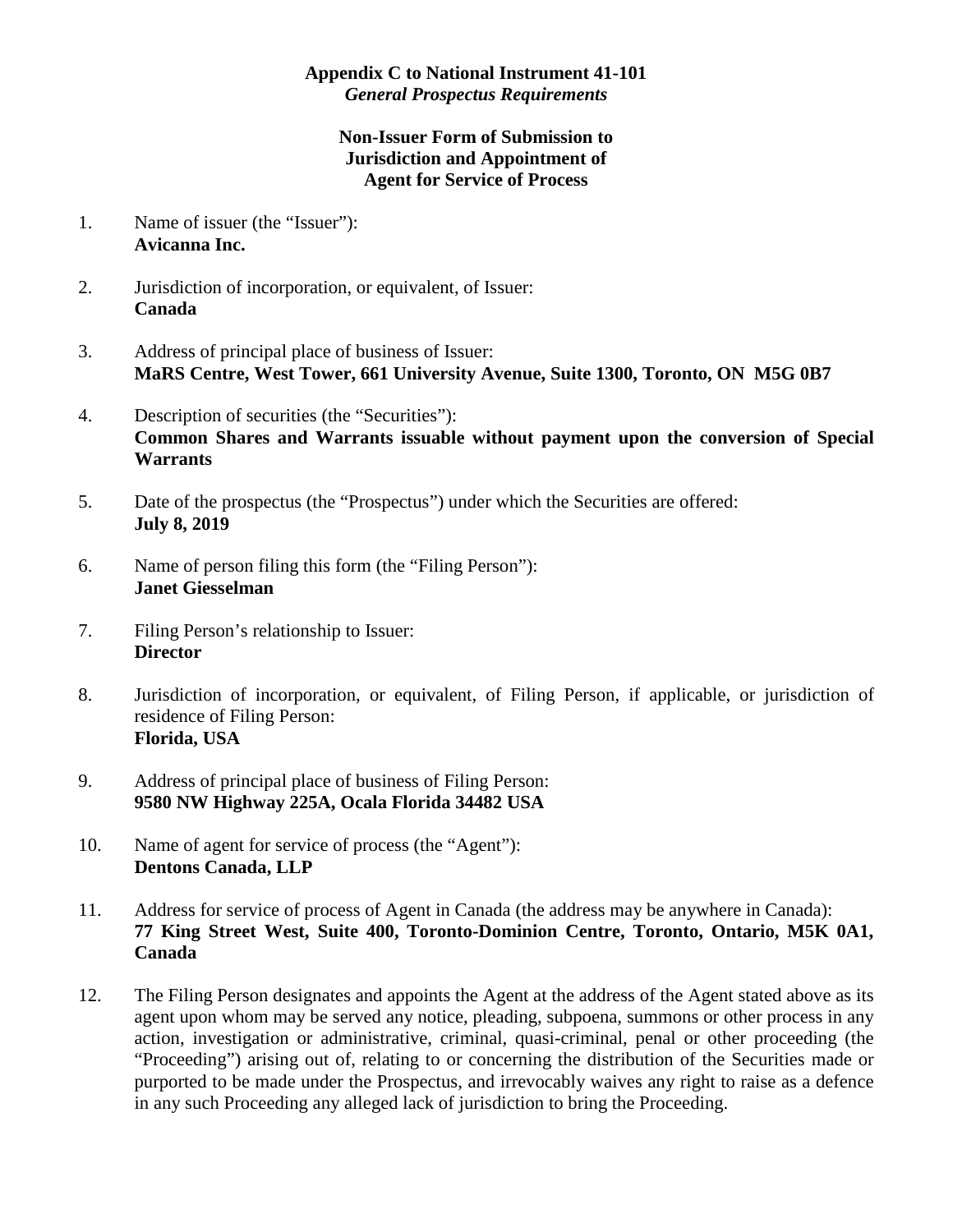**Appendix C to National Instrument 41-101**
***General Prospectus Requirements***

**Non-Issuer Form of Submission to Jurisdiction and Appointment of Agent for Service of Process**

1. Name of issuer (the "Issuer"):
   **Avicanna Inc.**

2. Jurisdiction of incorporation, or equivalent, of Issuer:
   **Canada**

3. Address of principal place of business of Issuer:
   **MaRS Centre, West Tower, 661 University Avenue, Suite 1300, Toronto, ON M5G 0B7**

4. Description of securities (the "Securities"):
   **Common Shares and Warrants issuable without payment upon the conversion of Special Warrants**

5. Date of the prospectus (the "Prospectus") under which the Securities are offered:
   **July 8, 2019**

6. Name of person filing this form (the "Filing Person"):
   **Janet Giesselman**

7. Filing Person's relationship to Issuer:
   **Director**

8. Jurisdiction of incorporation, or equivalent, of Filing Person, if applicable, or jurisdiction of residence of Filing Person:
   **Florida, USA**

9. Address of principal place of business of Filing Person:
   **9580 NW Highway 225A, Ocala Florida 34482 USA**

10. Name of agent for service of process (the "Agent"):
    **Dentons Canada, LLP**

11. Address for service of process of Agent in Canada (the address may be anywhere in Canada):
    **77 King Street West, Suite 400, Toronto-Dominion Centre, Toronto, Ontario, M5K 0A1, Canada**

12. The Filing Person designates and appoints the Agent at the address of the Agent stated above as its agent upon whom may be served any notice, pleading, subpoena, summons or other process in any action, investigation or administrative, criminal, quasi-criminal, penal or other proceeding (the "Proceeding") arising out of, relating to or concerning the distribution of the Securities made or purported to be made under the Prospectus, and irrevocably waives any right to raise as a defence in any such Proceeding any alleged lack of jurisdiction to bring the Proceeding.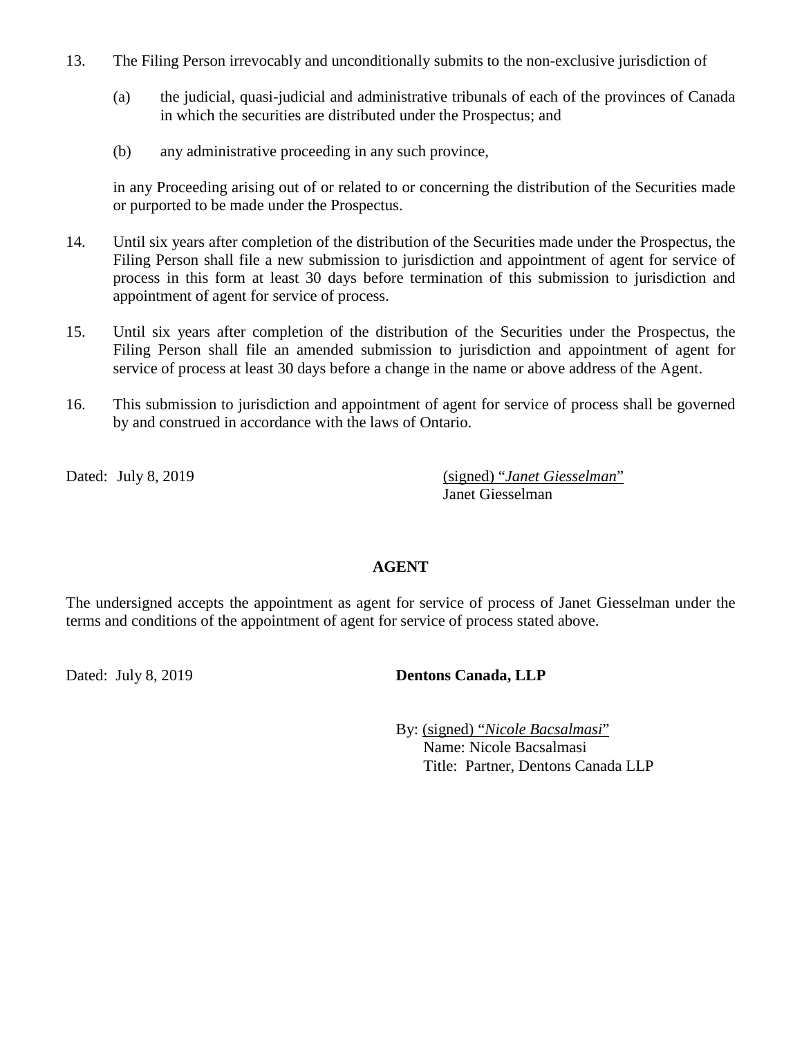13. The Filing Person irrevocably and unconditionally submits to the non-exclusive jurisdiction of

    (a) the judicial, quasi-judicial and administrative tribunals of each of the provinces of Canada in which the securities are distributed under the Prospectus; and

    (b) any administrative proceeding in any such province,

    in any Proceeding arising out of or related to or concerning the distribution of the Securities made or purported to be made under the Prospectus.

14. Until six years after completion of the distribution of the Securities made under the Prospectus, the Filing Person shall file a new submission to jurisdiction and appointment of agent for service of process in this form at least 30 days before termination of this submission to jurisdiction and appointment of agent for service of process.

15. Until six years after completion of the distribution of the Securities under the Prospectus, the Filing Person shall file an amended submission to jurisdiction and appointment of agent for service of process at least 30 days before a change in the name or above address of the Agent.

16. This submission to jurisdiction and appointment of agent for service of process shall be governed by and construed in accordance with the laws of Ontario.

Dated: July 8, 2019

(signed) "*Janet Giesselman*"
Janet Giesselman

**AGENT**

The undersigned accepts the appointment as agent for service of process of Janet Giesselman under the terms and conditions of the appointment of agent for service of process stated above.

Dated: July 8, 2019

**Dentons Canada, LLP**

By: (signed) "*Nicole Bacsalmasi*"
Name: Nicole Bacsalmasi
Title: Partner, Dentons Canada LLP